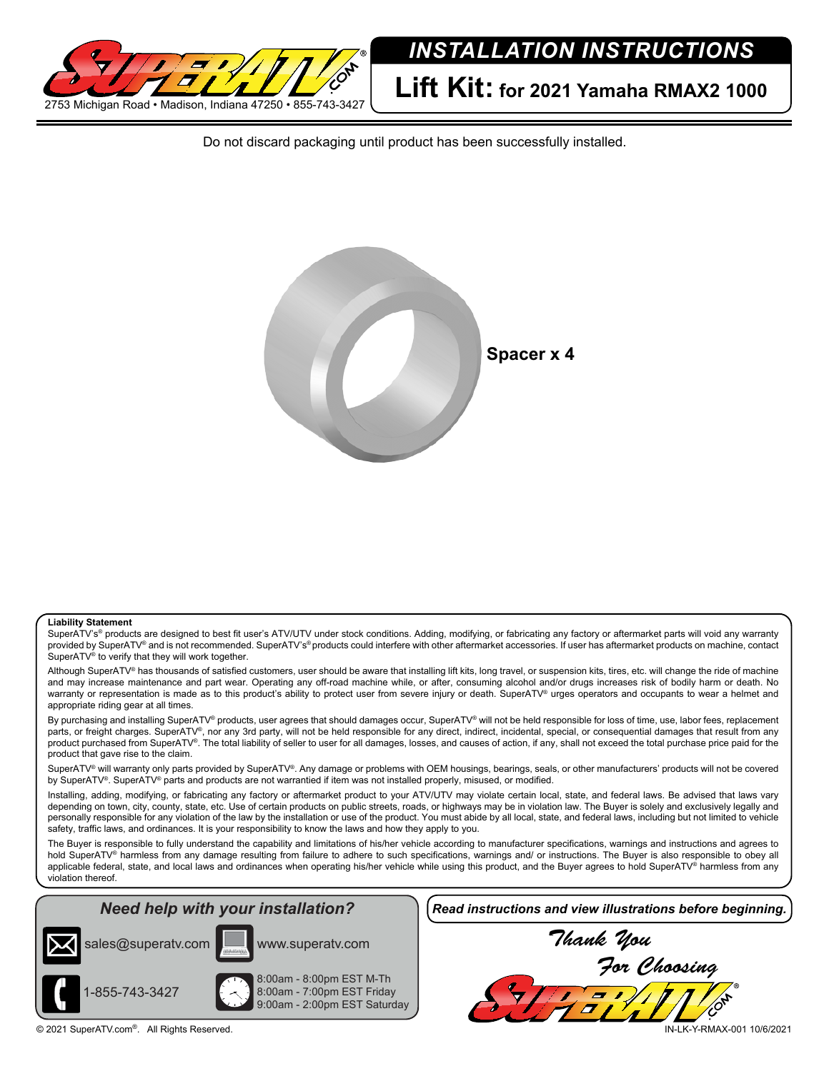2753 Michigan Road • Madison, Indiana 47250 • 855-743-3427

# INSTALLATION INSTRUCTIONS

## Lift Kit: for 2021 Yamaha RMAX2 1000

Do not discard packaging until product has been successfully installed.

**Spacer x 4**

**Liability Statement**

SuperATV's® products are designed to best fit user's ATV/UTV under stock conditions. Adding, modifying, or fabricating any factory or aftermarket parts will void any warranty provided by SuperATV® and is not recommended. SuperATV's® products could interfere with other aftermarket accessories. If user has aftermarket products on machine, contact SuperATV® to verify that they will work together.

Although SuperATV® has thousands of satisfied customers, user should be aware that installing lift kits, long travel, or suspension kits, tires, etc. will change the ride of machine and may increase maintenance and part wear. Operating any off-road machine while, or after, consuming alcohol and/or drugs increases risk of bodily harm or death. No warranty or representation is made as to this product's ability to protect user from severe injury or death. SuperATV® urges operators and occupants to wear a helmet and appropriate riding gear at all times.

By purchasing and installing SuperATV® products, user agrees that should damages occur, SuperATV® will not be held responsible for loss of time, use, labor fees, replacement parts, or freight charges. SuperATV®, nor any 3rd party, will not be held responsible for any direct, indirect, incidental, special, or consequential damages that result from any product purchased from SuperATV®. The total liability of seller to user for all damages, losses, and causes of action, if any, shall not exceed the total purchase price paid for the product that gave rise to the claim.

SuperATV® will warranty only parts provided by SuperATV®. Any damage or problems with OEM housings, bearings, seals, or other manufacturers' products will not be covered by SuperATV®. SuperATV® parts and products are not warrantied if item was not installed properly, misused, or modified.

Installing, adding, modifying, or fabricating any factory or aftermarket product to your ATV/UTV may violate certain local, state, and federal laws. Be advised that laws vary depending on town, city, county, state, etc. Use of certain products on public streets, roads, or highways may be in violation law. The Buyer is solely and exclusively legally and personally responsible for any violation of the law by the installation or use of the product. You must abide by all local, state, and federal laws, including but not limited to vehicle safety, traffic laws, and ordinances. It is your responsibility to know the laws and how they apply to you.

The Buyer is responsible to fully understand the capability and limitations of his/her vehicle according to manufacturer specifications, warnings and instructions and agrees to hold SuperATV® harmless from any damage resulting from failure to adhere to such specifications, warnings and/ or instructions. The Buyer is also responsible to obey all applicable federal, state, and local laws and ordinances when operating his/her vehicle while using this product, and the Buyer agrees to hold SuperATV® harmless from any violation thereof.

***Need help with your installation?***

sales@superatv.com

www.superatv.com

1-855-743-3427

8:00am - 8:00pm EST M-Th
8:00am - 7:00pm EST Friday
9:00am - 2:00pm EST Saturday

***Read instructions and view illustrations before beginning.***

*Thank You For Choosing* SuperATV.com

© 2021 SuperATV.com®. All Rights Reserved.

IN-LK-Y-RMAX-001 10/6/2021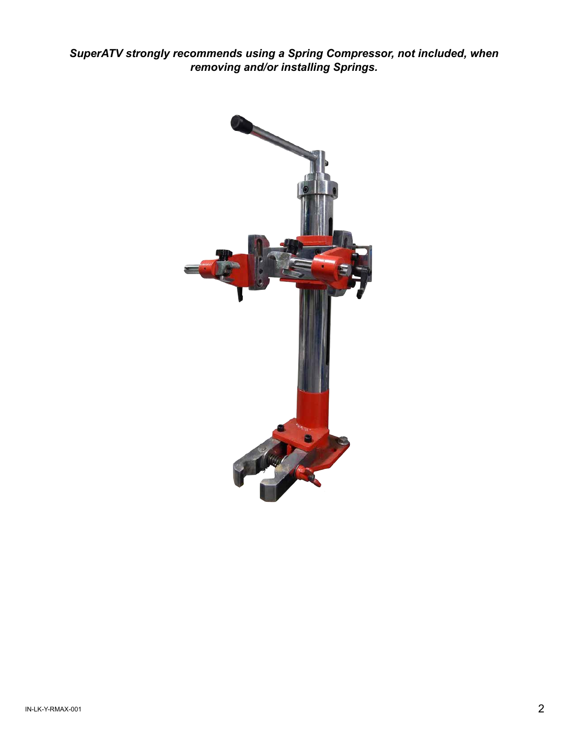***SuperATV strongly recommends using a Spring Compressor, not included, when removing and/or installing Springs.***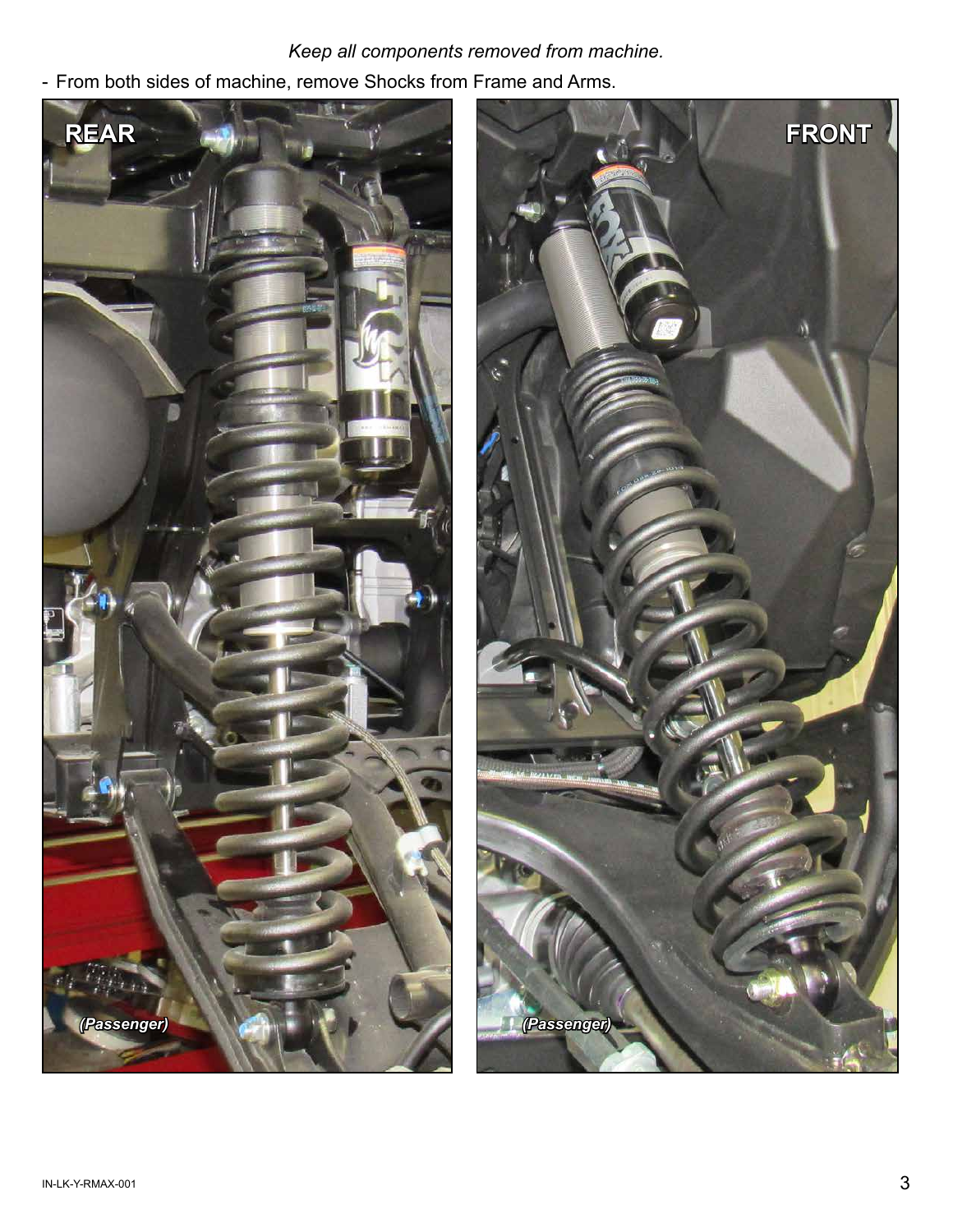*Keep all components removed from machine.*

- From both sides of machine, remove Shocks from Frame and Arms.

**REAR**

*(Passenger)*

**FRONT**

*(Passenger)*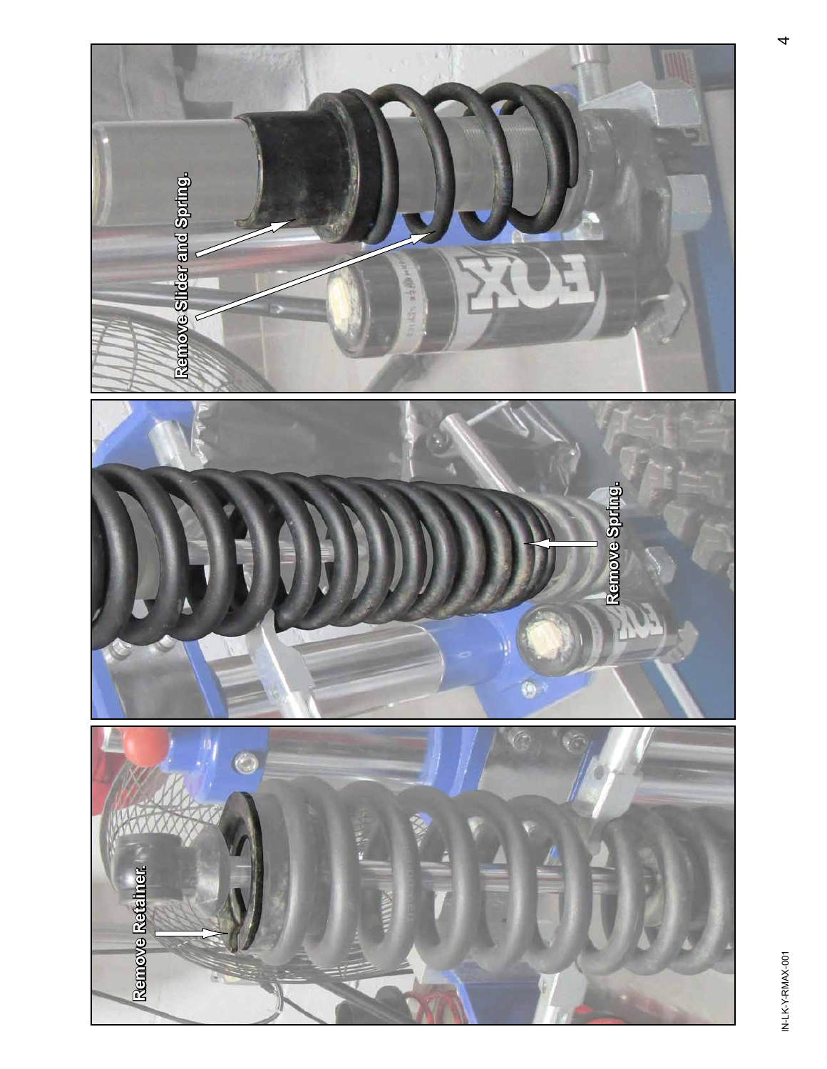Remove Retainer.

Remove Spring.

Remove Slider and Spring.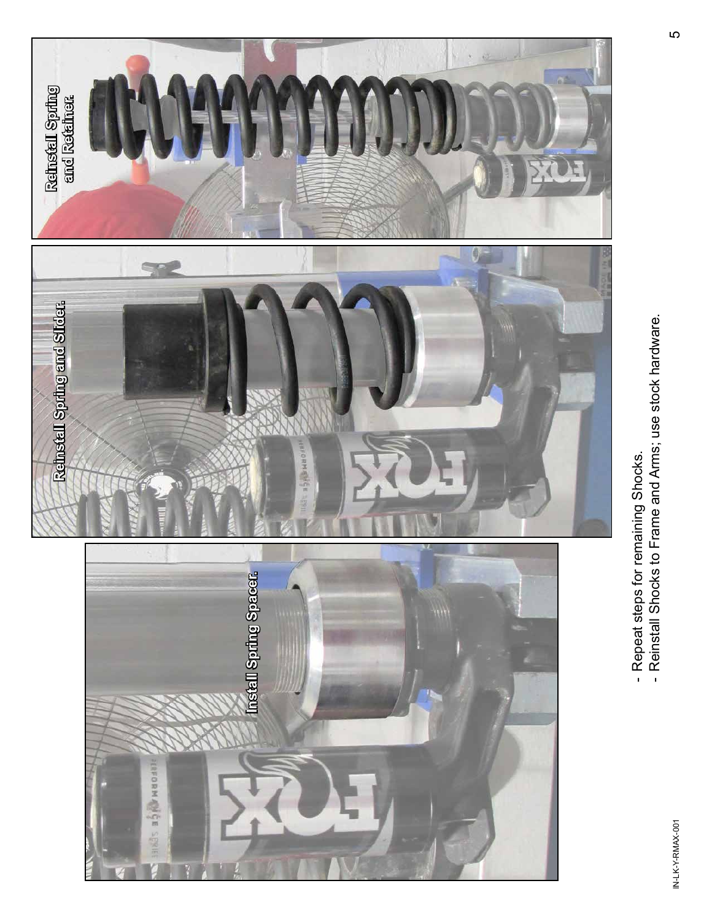Install Spring Spacer.

Reinstall Spring and Slider.

Reinstall Spring and Retainer.

- Repeat steps for remaining Shocks.
- Reinstall Shocks to Frame and Arms; use stock hardware.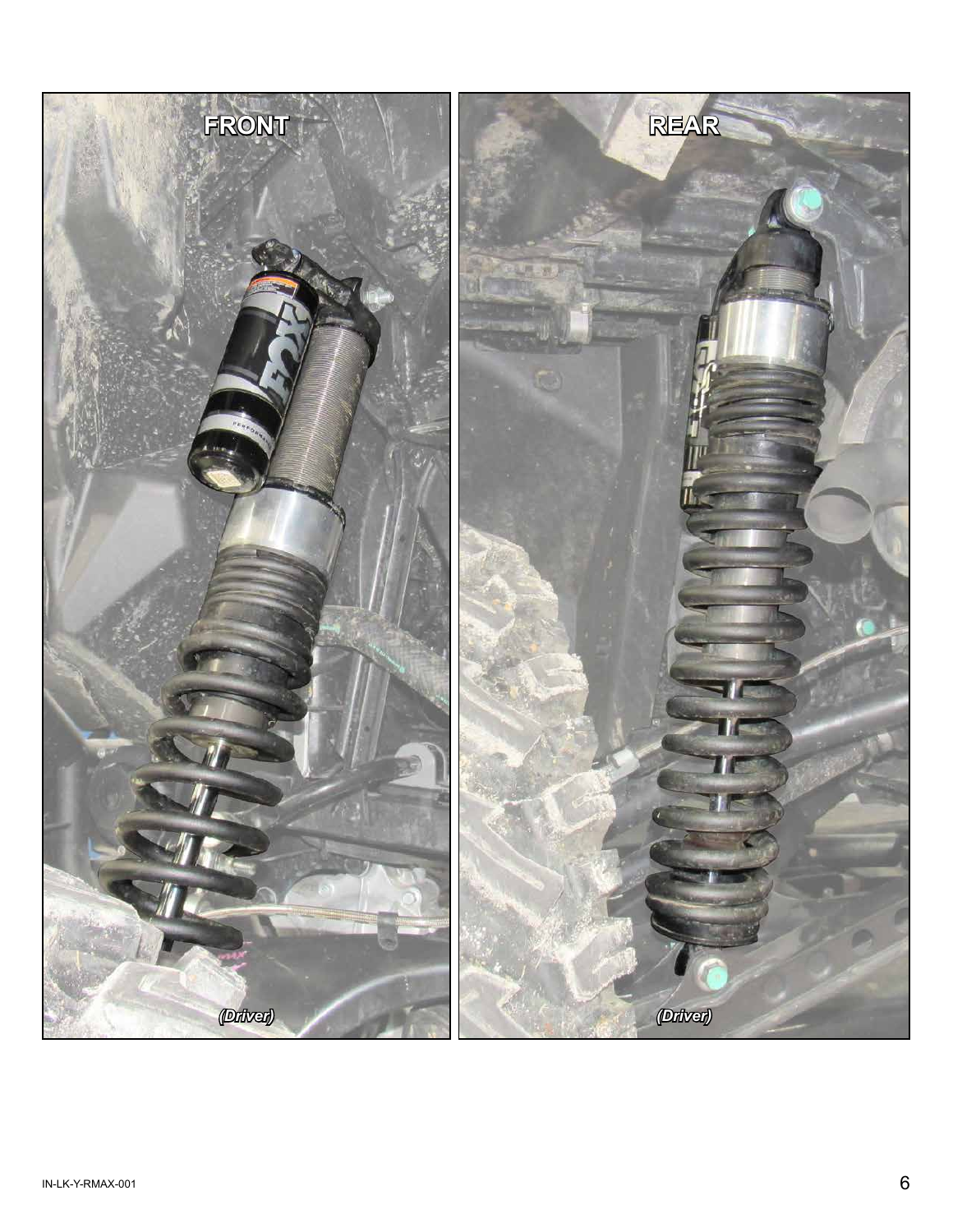FRONT

(Driver)

REAR

(Driver)